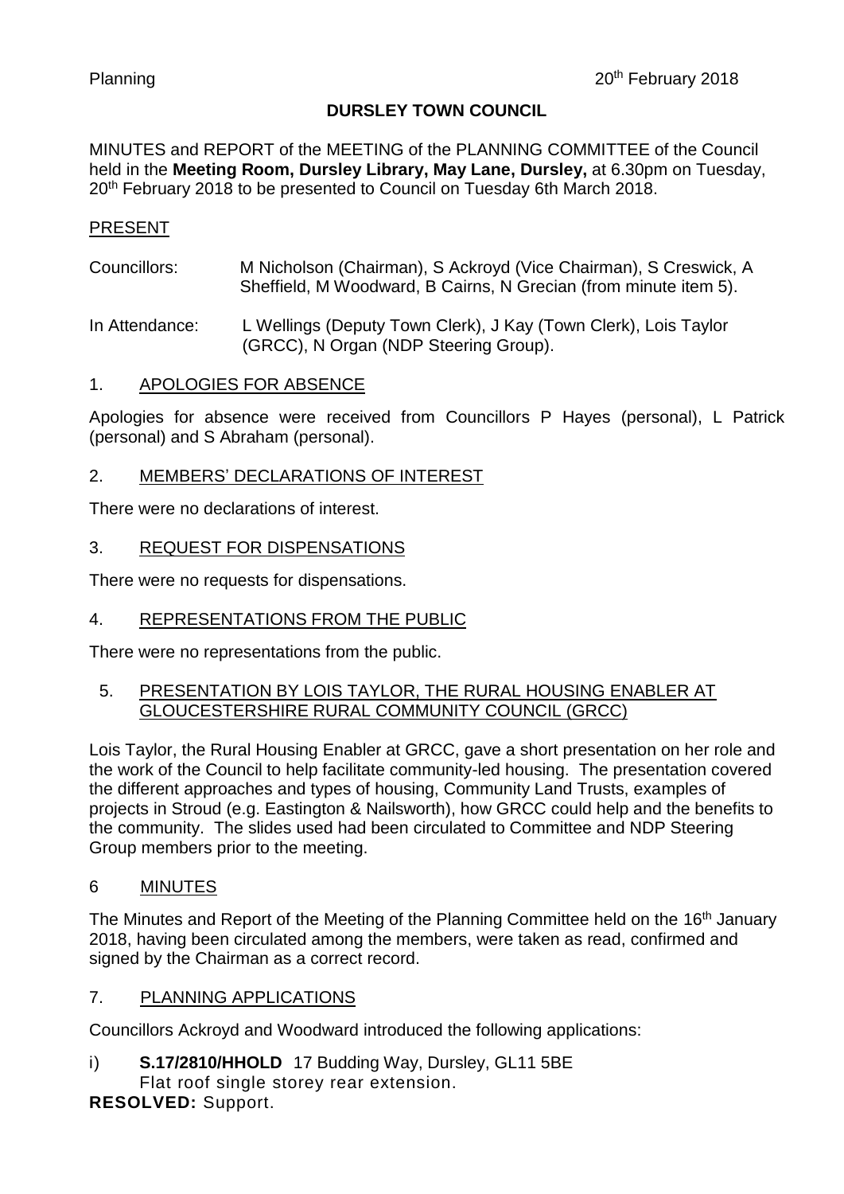Planning 20th February 2018

# DURSLEY TOWN COUNCIL

MINUTES and REPORT of the MEETING of the PLANNING COMMITTEE of the Council held in the **Meeting Room, Dursley Library, May Lane, Dursley,** at 6.30pm on Tuesday, 20th February 2018 to be presented to Council on Tuesday 6th March 2018.

## PRESENT

Councillors: M Nicholson (Chairman), S Ackroyd (Vice Chairman), S Creswick, A Sheffield, M Woodward, B Cairns, N Grecian (from minute item 5).

In Attendance: L Wellings (Deputy Town Clerk), J Kay (Town Clerk), Lois Taylor (GRCC), N Organ (NDP Steering Group).

## 1. APOLOGIES FOR ABSENCE

Apologies for absence were received from Councillors P Hayes (personal), L Patrick (personal) and S Abraham (personal).

## 2. MEMBERS' DECLARATIONS OF INTEREST

There were no declarations of interest.

## 3. REQUEST FOR DISPENSATIONS

There were no requests for dispensations.

## 4. REPRESENTATIONS FROM THE PUBLIC

There were no representations from the public.

## 5. PRESENTATION BY LOIS TAYLOR, THE RURAL HOUSING ENABLER AT GLOUCESTERSHIRE RURAL COMMUNITY COUNCIL (GRCC)

Lois Taylor, the Rural Housing Enabler at GRCC, gave a short presentation on her role and the work of the Council to help facilitate community-led housing. The presentation covered the different approaches and types of housing, Community Land Trusts, examples of projects in Stroud (e.g. Eastington & Nailsworth), how GRCC could help and the benefits to the community. The slides used had been circulated to Committee and NDP Steering Group members prior to the meeting.

## 6 MINUTES

The Minutes and Report of the Meeting of the Planning Committee held on the 16th January 2018, having been circulated among the members, were taken as read, confirmed and signed by the Chairman as a correct record.

## 7. PLANNING APPLICATIONS

Councillors Ackroyd and Woodward introduced the following applications:

i) **S.17/2810/HHOLD** 17 Budding Way, Dursley, GL11 5BE
Flat roof single storey rear extension.

**RESOLVED:** Support.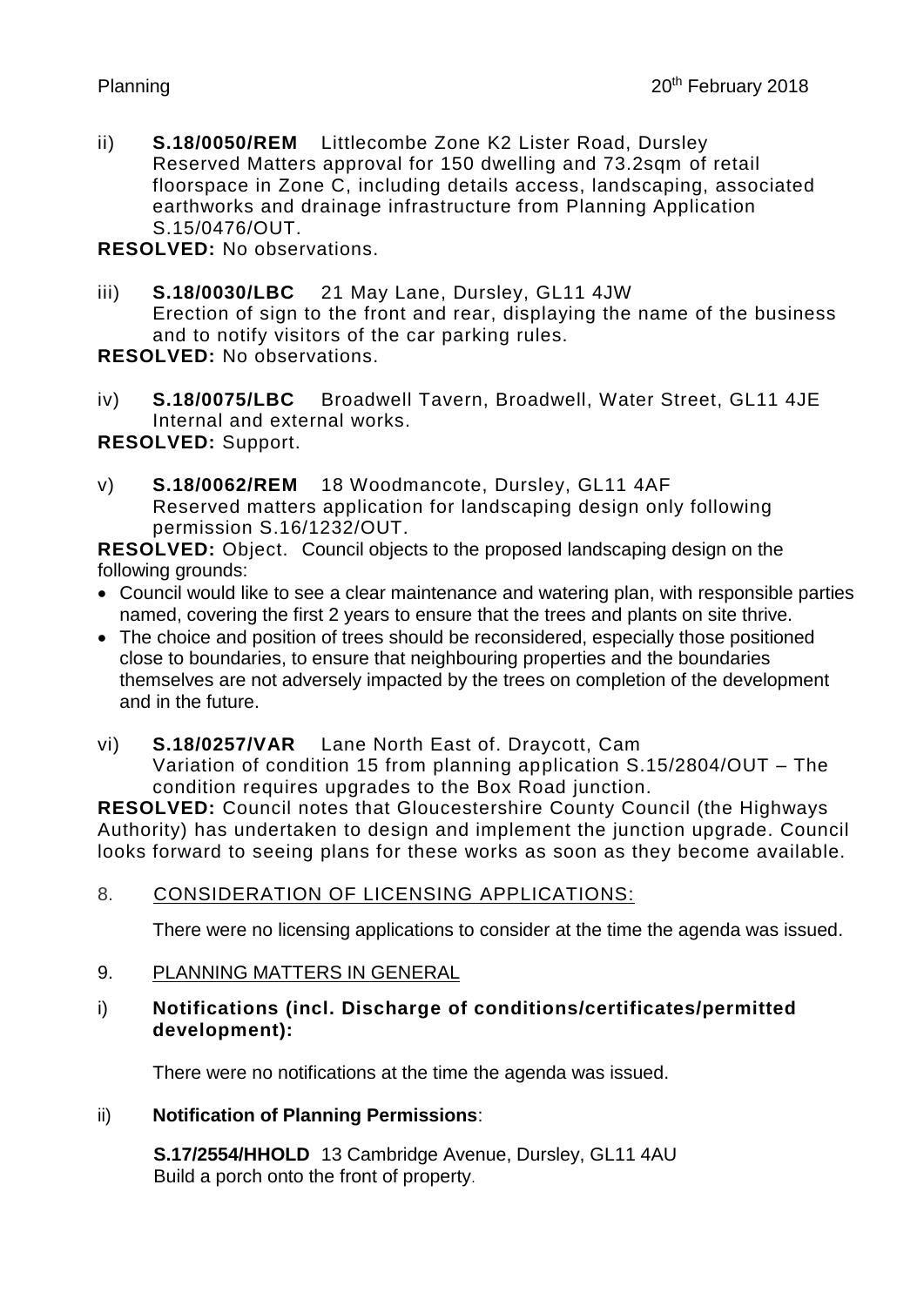ii) **S.18/0050/REM** Littlecombe Zone K2 Lister Road, Dursley
Reserved Matters approval for 150 dwelling and 73.2sqm of retail floorspace in Zone C, including details access, landscaping, associated earthworks and drainage infrastructure from Planning Application S.15/0476/OUT.

**RESOLVED:** No observations.

iii) **S.18/0030/LBC** 21 May Lane, Dursley, GL11 4JW
Erection of sign to the front and rear, displaying the name of the business and to notify visitors of the car parking rules.

**RESOLVED:** No observations.

iv) **S.18/0075/LBC** Broadwell Tavern, Broadwell, Water Street, GL11 4JE
Internal and external works.

**RESOLVED:** Support.

v) **S.18/0062/REM** 18 Woodmancote, Dursley, GL11 4AF
Reserved matters application for landscaping design only following permission S.16/1232/OUT.

**RESOLVED:** Object. Council objects to the proposed landscaping design on the following grounds:

- Council would like to see a clear maintenance and watering plan, with responsible parties named, covering the first 2 years to ensure that the trees and plants on site thrive.
- The choice and position of trees should be reconsidered, especially those positioned close to boundaries, to ensure that neighbouring properties and the boundaries themselves are not adversely impacted by the trees on completion of the development and in the future.

vi) **S.18/0257/VAR** Lane North East of. Draycott, Cam
Variation of condition 15 from planning application S.15/2804/OUT – The condition requires upgrades to the Box Road junction.

**RESOLVED:** Council notes that Gloucestershire County Council (the Highways Authority) has undertaken to design and implement the junction upgrade. Council looks forward to seeing plans for these works as soon as they become available.

8. CONSIDERATION OF LICENSING APPLICATIONS:

There were no licensing applications to consider at the time the agenda was issued.

9. PLANNING MATTERS IN GENERAL

i) **Notifications (incl. Discharge of conditions/certificates/permitted development):**

There were no notifications at the time the agenda was issued.

ii) **Notification of Planning Permissions**:

**S.17/2554/HHOLD** 13 Cambridge Avenue, Dursley, GL11 4AU
Build a porch onto the front of property.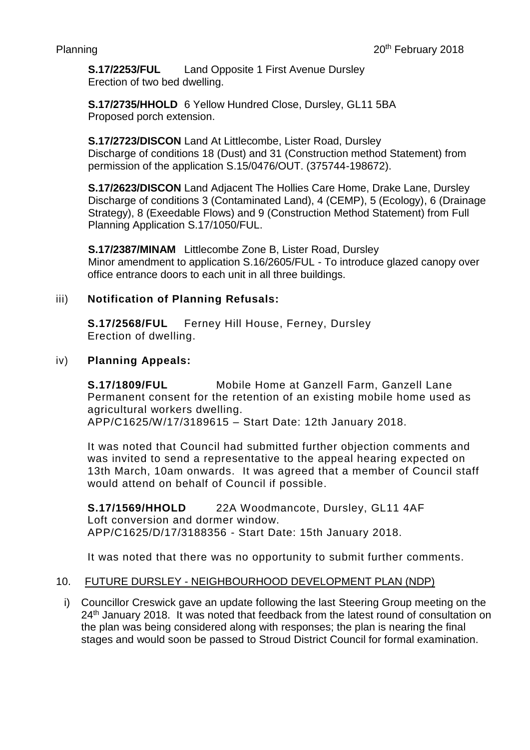**S.17/2253/FUL** Land Opposite 1 First Avenue Dursley
Erection of two bed dwelling.

**S.17/2735/HHOLD** 6 Yellow Hundred Close, Dursley, GL11 5BA
Proposed porch extension.

**S.17/2723/DISCON** Land At Littlecombe, Lister Road, Dursley
Discharge of conditions 18 (Dust) and 31 (Construction method Statement) from permission of the application S.15/0476/OUT. (375744-198672).

**S.17/2623/DISCON** Land Adjacent The Hollies Care Home, Drake Lane, Dursley
Discharge of conditions 3 (Contaminated Land), 4 (CEMP), 5 (Ecology), 6 (Drainage Strategy), 8 (Exeedable Flows) and 9 (Construction Method Statement) from Full Planning Application S.17/1050/FUL.

**S.17/2387/MINAM** Littlecombe Zone B, Lister Road, Dursley
Minor amendment to application S.16/2605/FUL - To introduce glazed canopy over office entrance doors to each unit in all three buildings.

iii) **Notification of Planning Refusals:**

**S.17/2568/FUL** Ferney Hill House, Ferney, Dursley
Erection of dwelling.

iv) **Planning Appeals:**

**S.17/1809/FUL** Mobile Home at Ganzell Farm, Ganzell Lane
Permanent consent for the retention of an existing mobile home used as agricultural workers dwelling.
APP/C1625/W/17/3189615 – Start Date: 12th January 2018.

It was noted that Council had submitted further objection comments and was invited to send a representative to the appeal hearing expected on 13th March, 10am onwards. It was agreed that a member of Council staff would attend on behalf of Council if possible.

**S.17/1569/HHOLD** 22A Woodmancote, Dursley, GL11 4AF
Loft conversion and dormer window.
APP/C1625/D/17/3188356 - Start Date: 15th January 2018.

It was noted that there was no opportunity to submit further comments.

10. FUTURE DURSLEY - NEIGHBOURHOOD DEVELOPMENT PLAN (NDP)

i) Councillor Creswick gave an update following the last Steering Group meeting on the 24th January 2018. It was noted that feedback from the latest round of consultation on the plan was being considered along with responses; the plan is nearing the final stages and would soon be passed to Stroud District Council for formal examination.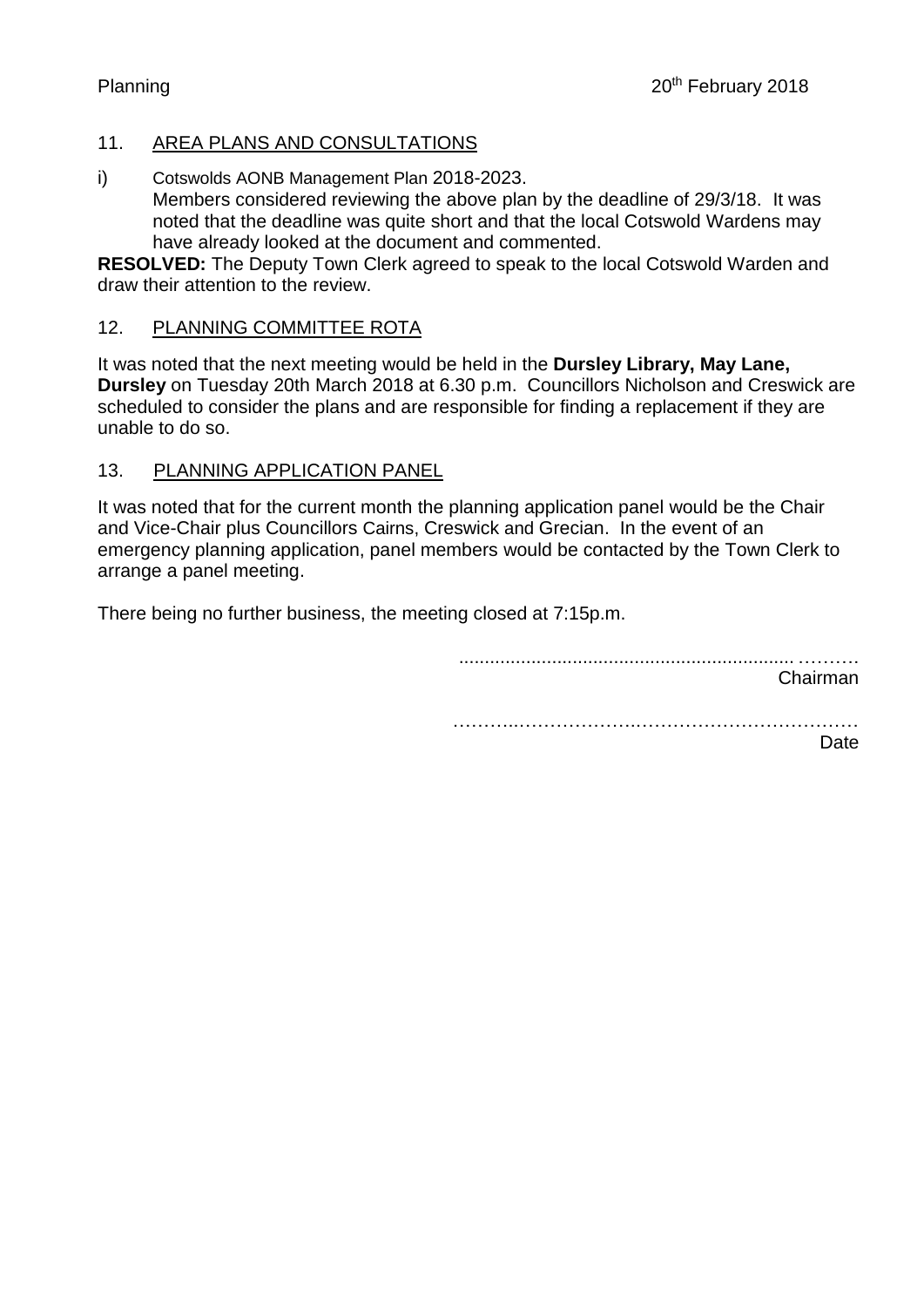## 11. AREA PLANS AND CONSULTATIONS

i) Cotswolds AONB Management Plan 2018-2023.
Members considered reviewing the above plan by the deadline of 29/3/18. It was noted that the deadline was quite short and that the local Cotswold Wardens may have already looked at the document and commented.

**RESOLVED:** The Deputy Town Clerk agreed to speak to the local Cotswold Warden and draw their attention to the review.

## 12. PLANNING COMMITTEE ROTA

It was noted that the next meeting would be held in the **Dursley Library, May Lane, Dursley** on Tuesday 20th March 2018 at 6.30 p.m. Councillors Nicholson and Creswick are scheduled to consider the plans and are responsible for finding a replacement if they are unable to do so.

## 13. PLANNING APPLICATION PANEL

It was noted that for the current month the planning application panel would be the Chair and Vice-Chair plus Councillors Cairns, Creswick and Grecian. In the event of an emergency planning application, panel members would be contacted by the Town Clerk to arrange a panel meeting.

There being no further business, the meeting closed at 7:15p.m.

................................................................ ……….
Chairman

……….………………….………………………………
Date